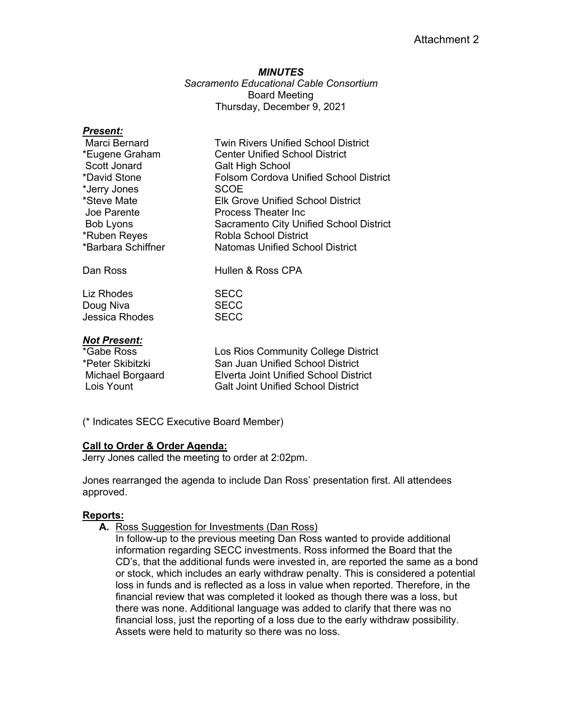Attachment 2

***MINUTES***

*Sacramento Educational Cable Consortium*
Board Meeting
Thursday, December 9, 2021

***Present:***

| | |
|---|---|
| Marci Bernard | Twin Rivers Unified School District |
| *Eugene Graham | Center Unified School District |
| Scott Jonard | Galt High School |
| *David Stone | Folsom Cordova Unified School District |
| *Jerry Jones | SCOE |
| *Steve Mate | Elk Grove Unified School District |
| Joe Parente | Process Theater Inc |
| Bob Lyons | Sacramento City Unified School District |
| *Ruben Reyes | Robla School District |
| *Barbara Schiffner | Natomas Unified School District |
| | |
| Dan Ross | Hullen & Ross CPA |
| | |
| Liz Rhodes | SECC |
| Doug Niva | SECC |
| Jessica Rhodes | SECC |

***Not Present:***

| | |
|---|---|
| *Gabe Ross | Los Rios Community College District |
| *Peter Skibitzki | San Juan Unified School District |
| Michael Borgaard | Elverta Joint Unified School District |
| Lois Yount | Galt Joint Unified School District |

(* Indicates SECC Executive Board Member)

**Call to Order & Order Agenda:**

Jerry Jones called the meeting to order at 2:02pm.

Jones rearranged the agenda to include Dan Ross' presentation first. All attendees approved.

**Reports:**

**A.** Ross Suggestion for Investments (Dan Ross)

In follow-up to the previous meeting Dan Ross wanted to provide additional information regarding SECC investments. Ross informed the Board that the CD's, that the additional funds were invested in, are reported the same as a bond or stock, which includes an early withdraw penalty. This is considered a potential loss in funds and is reflected as a loss in value when reported. Therefore, in the financial review that was completed it looked as though there was a loss, but there was none. Additional language was added to clarify that there was no financial loss, just the reporting of a loss due to the early withdraw possibility. Assets were held to maturity so there was no loss.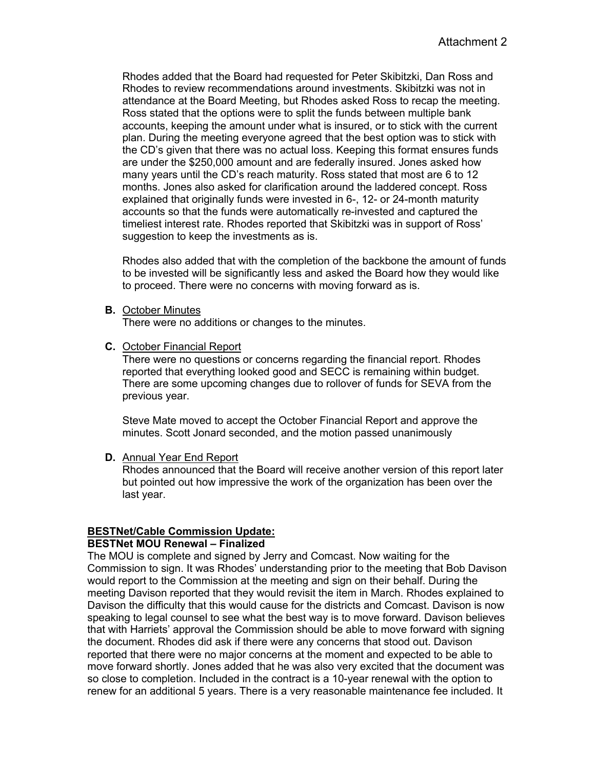Rhodes added that the Board had requested for Peter Skibitzki, Dan Ross and Rhodes to review recommendations around investments. Skibitzki was not in attendance at the Board Meeting, but Rhodes asked Ross to recap the meeting. Ross stated that the options were to split the funds between multiple bank accounts, keeping the amount under what is insured, or to stick with the current plan. During the meeting everyone agreed that the best option was to stick with the CD's given that there was no actual loss. Keeping this format ensures funds are under the $250,000 amount and are federally insured. Jones asked how many years until the CD's reach maturity. Ross stated that most are 6 to 12 months. Jones also asked for clarification around the laddered concept. Ross explained that originally funds were invested in 6-, 12- or 24-month maturity accounts so that the funds were automatically re-invested and captured the timeliest interest rate. Rhodes reported that Skibitzki was in support of Ross' suggestion to keep the investments as is.

Rhodes also added that with the completion of the backbone the amount of funds to be invested will be significantly less and asked the Board how they would like to proceed. There were no concerns with moving forward as is.

**B.** October Minutes
There were no additions or changes to the minutes.

**C.** October Financial Report
There were no questions or concerns regarding the financial report. Rhodes reported that everything looked good and SECC is remaining within budget. There are some upcoming changes due to rollover of funds for SEVA from the previous year.

Steve Mate moved to accept the October Financial Report and approve the minutes. Scott Jonard seconded, and the motion passed unanimously

**D.** Annual Year End Report
Rhodes announced that the Board will receive another version of this report later but pointed out how impressive the work of the organization has been over the last year.

**BESTNet/Cable Commission Update:**

**BESTNet MOU Renewal – Finalized**

The MOU is complete and signed by Jerry and Comcast. Now waiting for the Commission to sign. It was Rhodes' understanding prior to the meeting that Bob Davison would report to the Commission at the meeting and sign on their behalf. During the meeting Davison reported that they would revisit the item in March. Rhodes explained to Davison the difficulty that this would cause for the districts and Comcast. Davison is now speaking to legal counsel to see what the best way is to move forward. Davison believes that with Harriets' approval the Commission should be able to move forward with signing the document. Rhodes did ask if there were any concerns that stood out. Davison reported that there were no major concerns at the moment and expected to be able to move forward shortly. Jones added that he was also very excited that the document was so close to completion. Included in the contract is a 10-year renewal with the option to renew for an additional 5 years. There is a very reasonable maintenance fee included. It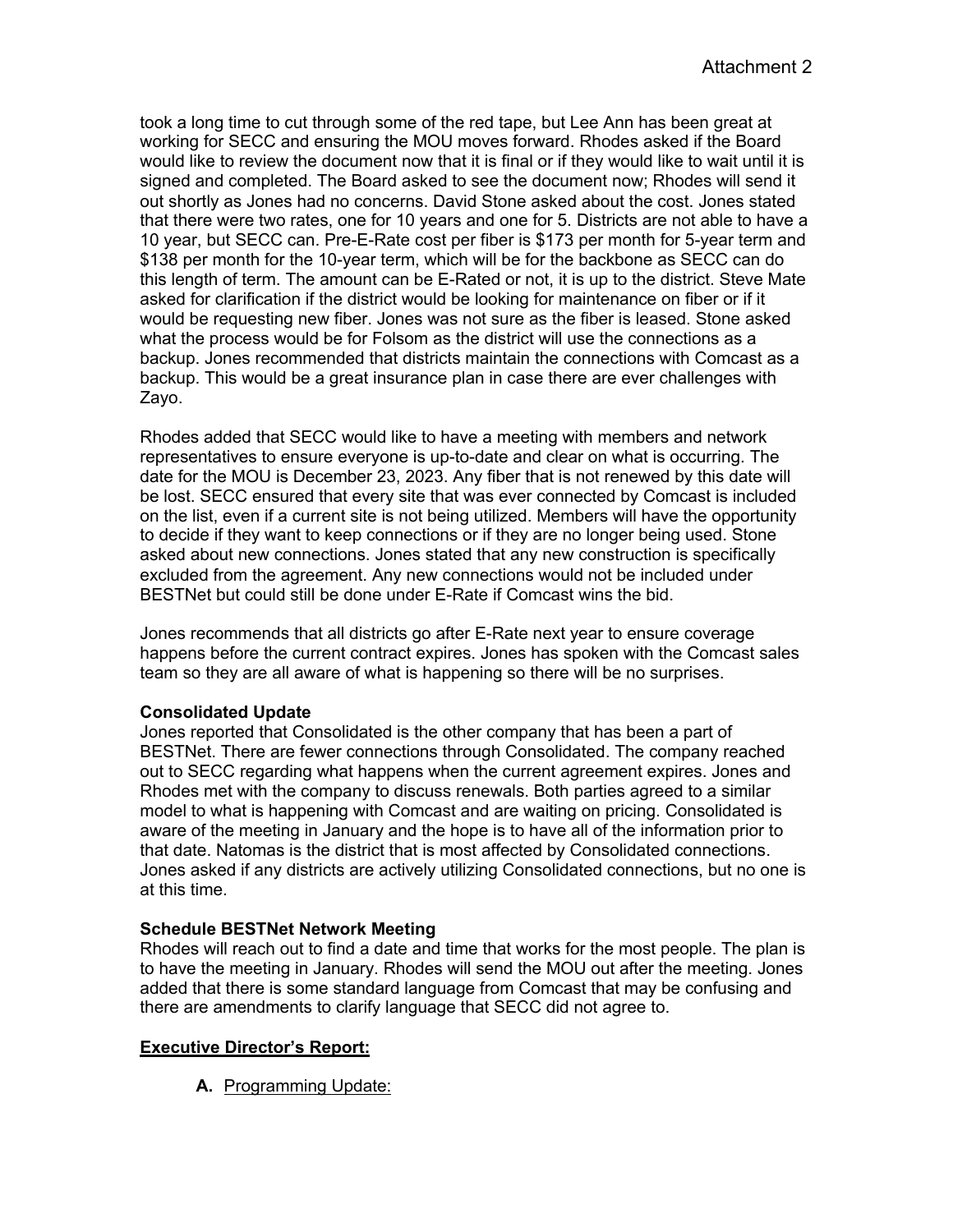took a long time to cut through some of the red tape, but Lee Ann has been great at working for SECC and ensuring the MOU moves forward. Rhodes asked if the Board would like to review the document now that it is final or if they would like to wait until it is signed and completed. The Board asked to see the document now; Rhodes will send it out shortly as Jones had no concerns. David Stone asked about the cost. Jones stated that there were two rates, one for 10 years and one for 5. Districts are not able to have a 10 year, but SECC can. Pre-E-Rate cost per fiber is $173 per month for 5-year term and $138 per month for the 10-year term, which will be for the backbone as SECC can do this length of term. The amount can be E-Rated or not, it is up to the district. Steve Mate asked for clarification if the district would be looking for maintenance on fiber or if it would be requesting new fiber. Jones was not sure as the fiber is leased. Stone asked what the process would be for Folsom as the district will use the connections as a backup. Jones recommended that districts maintain the connections with Comcast as a backup. This would be a great insurance plan in case there are ever challenges with Zayo.

Rhodes added that SECC would like to have a meeting with members and network representatives to ensure everyone is up-to-date and clear on what is occurring. The date for the MOU is December 23, 2023. Any fiber that is not renewed by this date will be lost. SECC ensured that every site that was ever connected by Comcast is included on the list, even if a current site is not being utilized. Members will have the opportunity to decide if they want to keep connections or if they are no longer being used. Stone asked about new connections. Jones stated that any new construction is specifically excluded from the agreement. Any new connections would not be included under BESTNet but could still be done under E-Rate if Comcast wins the bid.

Jones recommends that all districts go after E-Rate next year to ensure coverage happens before the current contract expires. Jones has spoken with the Comcast sales team so they are all aware of what is happening so there will be no surprises.

**Consolidated Update**

Jones reported that Consolidated is the other company that has been a part of BESTNet. There are fewer connections through Consolidated. The company reached out to SECC regarding what happens when the current agreement expires. Jones and Rhodes met with the company to discuss renewals. Both parties agreed to a similar model to what is happening with Comcast and are waiting on pricing. Consolidated is aware of the meeting in January and the hope is to have all of the information prior to that date. Natomas is the district that is most affected by Consolidated connections. Jones asked if any districts are actively utilizing Consolidated connections, but no one is at this time.

**Schedule BESTNet Network Meeting**

Rhodes will reach out to find a date and time that works for the most people. The plan is to have the meeting in January. Rhodes will send the MOU out after the meeting. Jones added that there is some standard language from Comcast that may be confusing and there are amendments to clarify language that SECC did not agree to.

**Executive Director's Report:**

**A.** Programming Update: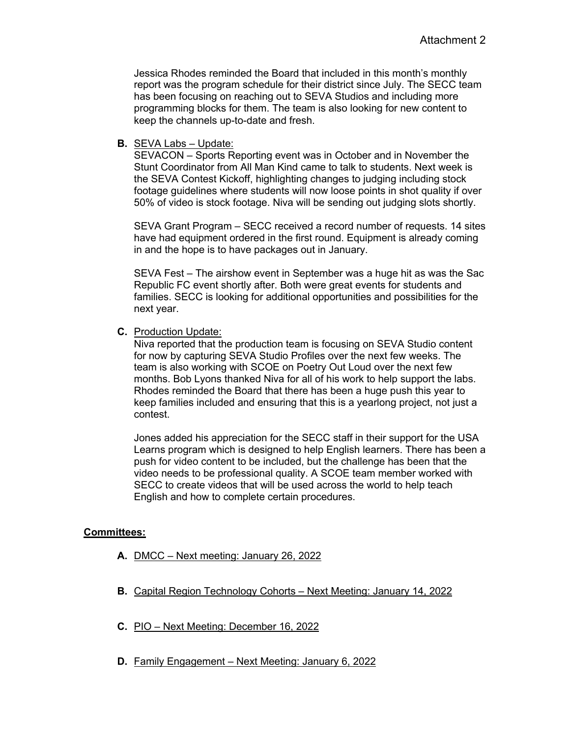Jessica Rhodes reminded the Board that included in this month's monthly report was the program schedule for their district since July. The SECC team has been focusing on reaching out to SEVA Studios and including more programming blocks for them. The team is also looking for new content to keep the channels up-to-date and fresh.

**B.** SEVA Labs – Update:

SEVACON – Sports Reporting event was in October and in November the Stunt Coordinator from All Man Kind came to talk to students. Next week is the SEVA Contest Kickoff, highlighting changes to judging including stock footage guidelines where students will now loose points in shot quality if over 50% of video is stock footage. Niva will be sending out judging slots shortly.

SEVA Grant Program – SECC received a record number of requests. 14 sites have had equipment ordered in the first round. Equipment is already coming in and the hope is to have packages out in January.

SEVA Fest – The airshow event in September was a huge hit as was the Sac Republic FC event shortly after. Both were great events for students and families. SECC is looking for additional opportunities and possibilities for the next year.

**C.** Production Update:

Niva reported that the production team is focusing on SEVA Studio content for now by capturing SEVA Studio Profiles over the next few weeks. The team is also working with SCOE on Poetry Out Loud over the next few months. Bob Lyons thanked Niva for all of his work to help support the labs. Rhodes reminded the Board that there has been a huge push this year to keep families included and ensuring that this is a yearlong project, not just a contest.

Jones added his appreciation for the SECC staff in their support for the USA Learns program which is designed to help English learners. There has been a push for video content to be included, but the challenge has been that the video needs to be professional quality. A SCOE team member worked with SECC to create videos that will be used across the world to help teach English and how to complete certain procedures.

## Committees:

**A.** DMCC – Next meeting: January 26, 2022

**B.** Capital Region Technology Cohorts – Next Meeting: January 14, 2022

**C.** PIO – Next Meeting: December 16, 2022

**D.** Family Engagement – Next Meeting: January 6, 2022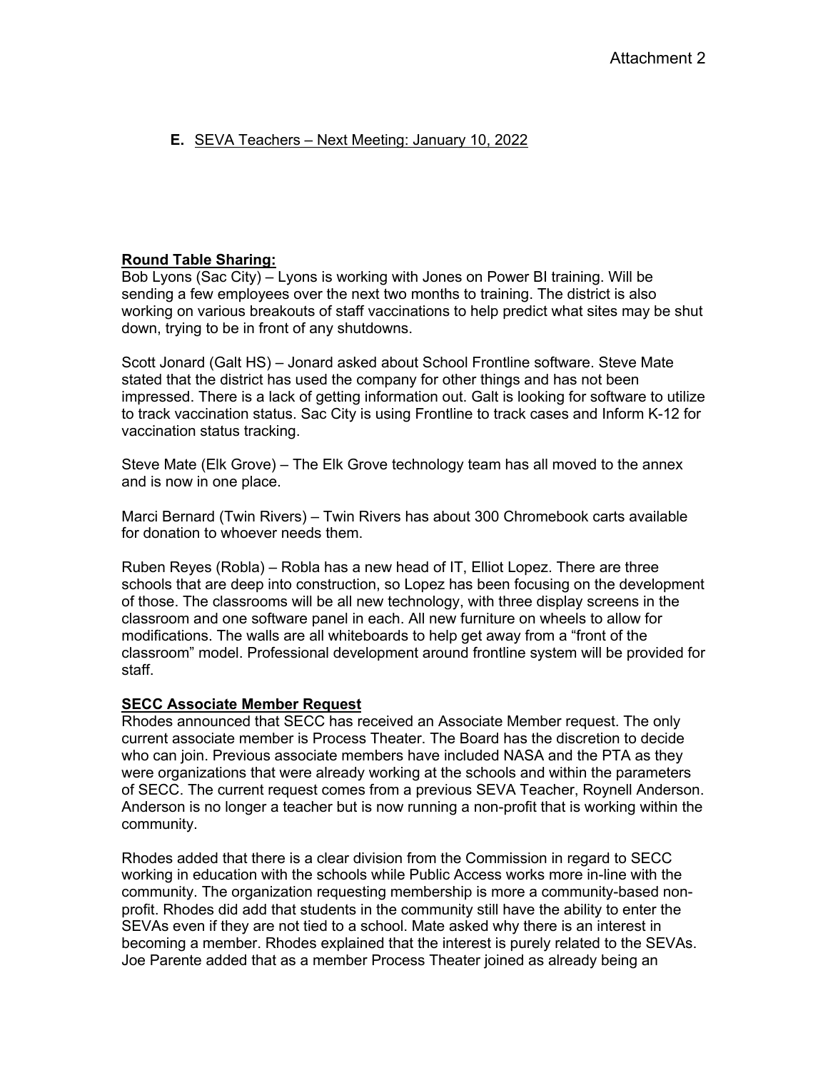**E.** SEVA Teachers – Next Meeting: January 10, 2022

**Round Table Sharing:**

Bob Lyons (Sac City) – Lyons is working with Jones on Power BI training. Will be sending a few employees over the next two months to training. The district is also working on various breakouts of staff vaccinations to help predict what sites may be shut down, trying to be in front of any shutdowns.

Scott Jonard (Galt HS) – Jonard asked about School Frontline software. Steve Mate stated that the district has used the company for other things and has not been impressed. There is a lack of getting information out. Galt is looking for software to utilize to track vaccination status. Sac City is using Frontline to track cases and Inform K-12 for vaccination status tracking.

Steve Mate (Elk Grove) – The Elk Grove technology team has all moved to the annex and is now in one place.

Marci Bernard (Twin Rivers) – Twin Rivers has about 300 Chromebook carts available for donation to whoever needs them.

Ruben Reyes (Robla) – Robla has a new head of IT, Elliot Lopez. There are three schools that are deep into construction, so Lopez has been focusing on the development of those. The classrooms will be all new technology, with three display screens in the classroom and one software panel in each. All new furniture on wheels to allow for modifications. The walls are all whiteboards to help get away from a "front of the classroom" model. Professional development around frontline system will be provided for staff.

**SECC Associate Member Request**

Rhodes announced that SECC has received an Associate Member request. The only current associate member is Process Theater. The Board has the discretion to decide who can join. Previous associate members have included NASA and the PTA as they were organizations that were already working at the schools and within the parameters of SECC. The current request comes from a previous SEVA Teacher, Roynell Anderson. Anderson is no longer a teacher but is now running a non-profit that is working within the community.

Rhodes added that there is a clear division from the Commission in regard to SECC working in education with the schools while Public Access works more in-line with the community. The organization requesting membership is more a community-based non-profit. Rhodes did add that students in the community still have the ability to enter the SEVAs even if they are not tied to a school. Mate asked why there is an interest in becoming a member. Rhodes explained that the interest is purely related to the SEVAs. Joe Parente added that as a member Process Theater joined as already being an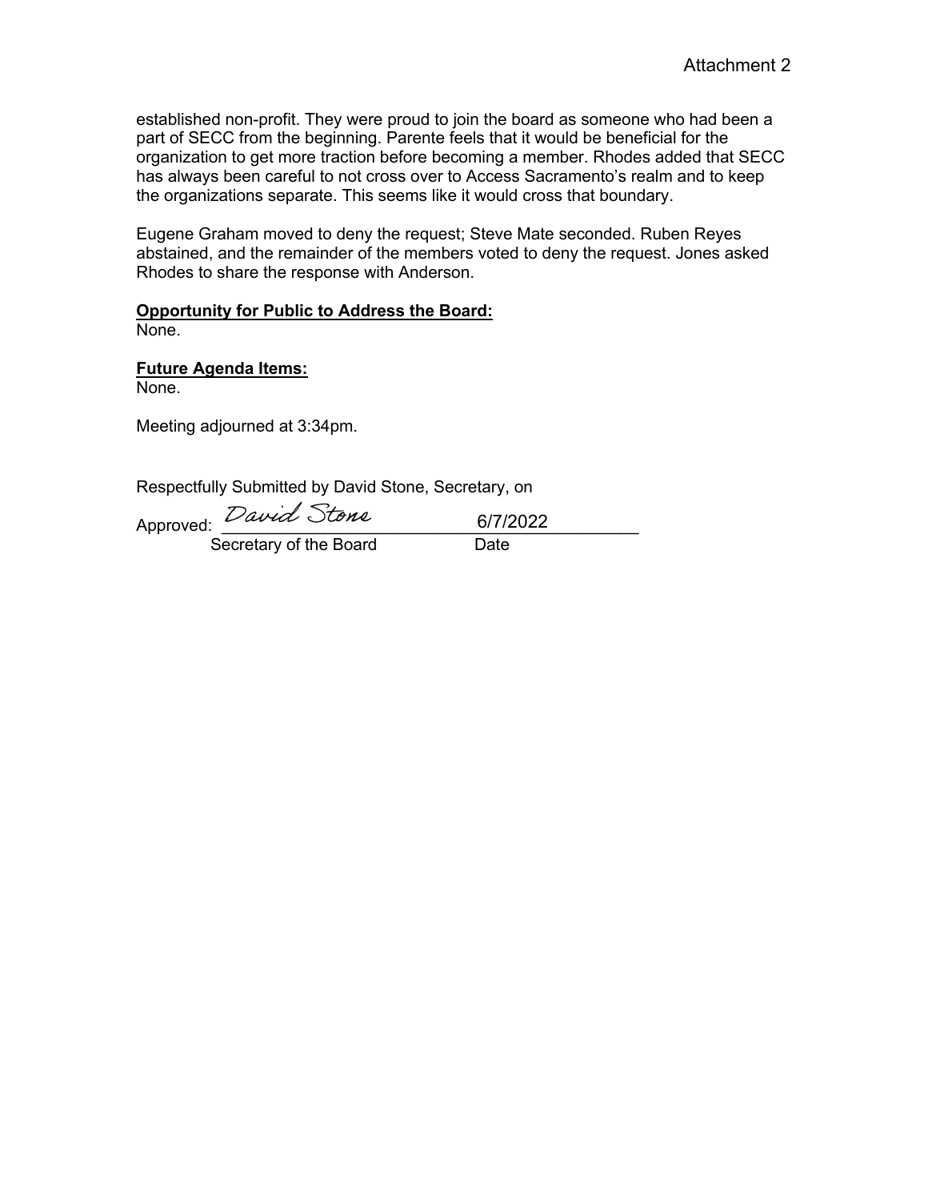established non-profit. They were proud to join the board as someone who had been a part of SECC from the beginning. Parente feels that it would be beneficial for the organization to get more traction before becoming a member. Rhodes added that SECC has always been careful to not cross over to Access Sacramento's realm and to keep the organizations separate. This seems like it would cross that boundary.

Eugene Graham moved to deny the request; Steve Mate seconded. Ruben Reyes abstained, and the remainder of the members voted to deny the request. Jones asked Rhodes to share the response with Anderson.

**Opportunity for Public to Address the Board:**
None.

**Future Agenda Items:**
None.

Meeting adjourned at 3:34pm.

Respectfully Submitted by David Stone, Secretary, on

Approved: *David Stone* 6/7/2022

Secretary of the Board Date